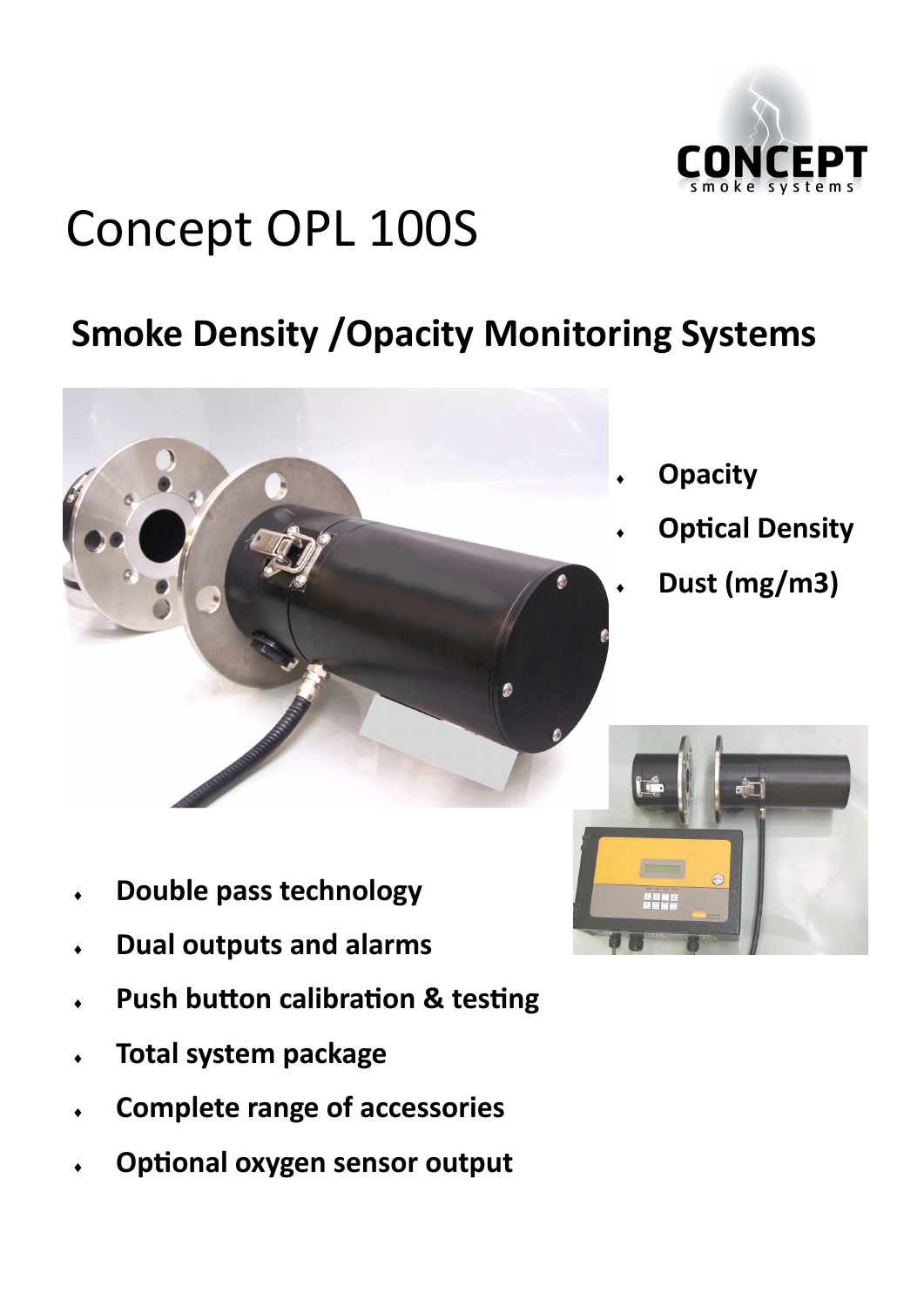CONCEPT
smoke systems

# Concept OPL 100S

## Smoke Density /Opacity Monitoring Systems

- **Opacity**
- **Optical Density**
- **Dust (mg/m3)**

- **Double pass technology**
- **Dual outputs and alarms**
- **Push button calibration & testing**
- **Total system package**
- **Complete range of accessories**
- **Optional oxygen sensor output**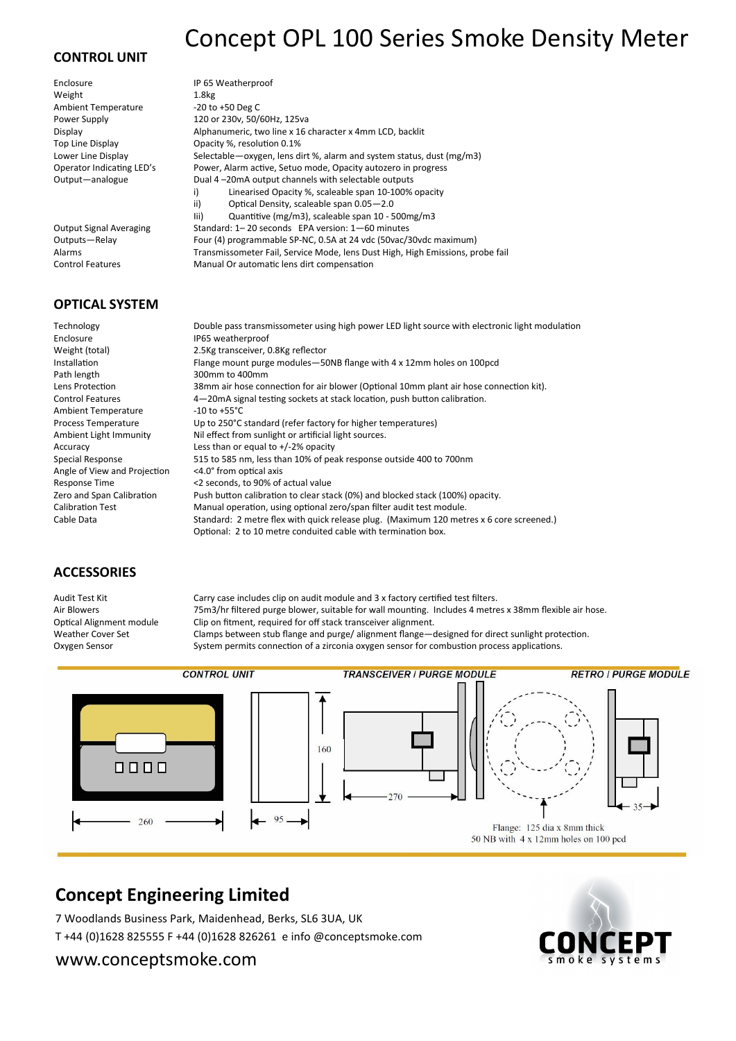# Concept OPL 100 Series Smoke Density Meter

## CONTROL UNIT

| | |
|---|---|
| Enclosure | IP 65 Weatherproof |
| Weight | 1.8kg |
| Ambient Temperature | -20 to +50 Deg C |
| Power Supply | 120 or 230v, 50/60Hz, 125va |
| Display | Alphanumeric, two line x 16 character x 4mm LCD, backlit |
| Top Line Display | Opacity %, resolution 0.1% |
| Lower Line Display | Selectable—oxygen, lens dirt %, alarm and system status, dust (mg/m3) |
| Operator Indicating LED's | Power, Alarm active, Setuo mode, Opacity autozero in progress |
| Output—analogue | Dual 4 –20mA output channels with selectable outputs<br>i) Linearised Opacity %, scaleable span 10-100% opacity<br>ii) Optical Density, scaleable span 0.05—2.0<br>Iii) Quantitive (mg/m3), scaleable span 10 - 500mg/m3 |
| Output Signal Averaging | Standard: 1– 20 seconds EPA version: 1—60 minutes |
| Outputs—Relay | Four (4) programmable SP-NC, 0.5A at 24 vdc (50vac/30vdc maximum) |
| Alarms | Transmissometer Fail, Service Mode, lens Dust High, High Emissions, probe fail |
| Control Features | Manual Or automatic lens dirt compensation |

## OPTICAL SYSTEM

| | |
|---|---|
| Technology | Double pass transmissometer using high power LED light source with electronic light modulation |
| Enclosure | IP65 weatherproof |
| Weight (total) | 2.5Kg transceiver, 0.8Kg reflector |
| Installation | Flange mount purge modules—50NB flange with 4 x 12mm holes on 100pcd |
| Path length | 300mm to 400mm |
| Lens Protection | 38mm air hose connection for air blower (Optional 10mm plant air hose connection kit). |
| Control Features | 4—20mA signal testing sockets at stack location, push button calibration. |
| Ambient Temperature | -10 to +55°C |
| Process Temperature | Up to 250°C standard (refer factory for higher temperatures) |
| Ambient Light Immunity | Nil effect from sunlight or artificial light sources. |
| Accuracy | Less than or equal to +/-2% opacity |
| Special Response | 515 to 585 nm, less than 10% of peak response outside 400 to 700nm |
| Angle of View and Projection | <4.0° from optical axis |
| Response Time | <2 seconds, to 90% of actual value |
| Zero and Span Calibration | Push button calibration to clear stack (0%) and blocked stack (100%) opacity. |
| Calibration Test | Manual operation, using optional zero/span filter audit test module. |
| Cable Data | Standard: 2 metre flex with quick release plug. (Maximum 120 metres x 6 core screened.)<br>Optional: 2 to 10 metre conduited cable with termination box. |

## ACCESSORIES

| | |
|---|---|
| Audit Test Kit | Carry case includes clip on audit module and 3 x factory certified test filters. |
| Air Blowers | 75m3/hr filtered purge blower, suitable for wall mounting. Includes 4 metres x 38mm flexible air hose. |
| Optical Alignment module | Clip on fitment, required for off stack transceiver alignment. |
| Weather Cover Set | Clamps between stub flange and purge/ alignment flange—designed for direct sunlight protection. |
| Oxygen Sensor | System permits connection of a zirconia oxygen sensor for combustion process applications. |

CONTROL UNIT

TRANSCEIVER / PURGE MODULE

RETRO / PURGE MODULE

260

95

160

270

35

Flange: 125 dia x 8mm thick
50 NB with 4 x 12mm holes on 100 pcd

## Concept Engineering Limited

7 Woodlands Business Park, Maidenhead, Berks, SL6 3UA, UK

T +44 (0)1628 825555 F +44 (0)1628 826261 e info @conceptsmoke.com

www.conceptsmoke.com

CONCEPT smoke systems